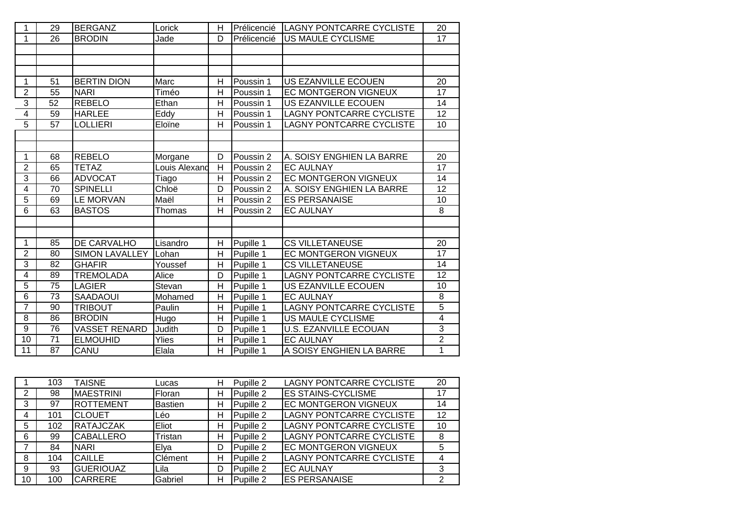| | | | | | | | |
|---|---|---|---|---|---|---|---|
| 1 | 29 | BERGANZ | Lorick | H | Prélicencié | LAGNY PONTCARRE CYCLISTE | 20 |
| 1 | 26 | BRODIN | Jade | D | Prélicencié | US MAULE CYCLISME | 17 |
| | | | | | | | |
| | | | | | | | |
| | | | | | | | |
| 1 | 51 | BERTIN DION | Marc | H | Poussin 1 | US EZANVILLE ECOUEN | 20 |
| 2 | 55 | NARI | Timéo | H | Poussin 1 | EC MONTGERON VIGNEUX | 17 |
| 3 | 52 | REBELO | Ethan | H | Poussin 1 | US EZANVILLE ECOUEN | 14 |
| 4 | 59 | HARLEE | Eddy | H | Poussin 1 | LAGNY PONTCARRE CYCLISTE | 12 |
| 5 | 57 | LOLLIERI | Eloïne | H | Poussin 1 | LAGNY PONTCARRE CYCLISTE | 10 |
| | | | | | | | |
| | | | | | | | |
| 1 | 68 | REBELO | Morgane | D | Poussin 2 | A. SOISY ENGHIEN LA BARRE | 20 |
| 2 | 65 | TETAZ | Louis Alexand | H | Poussin 2 | EC AULNAY | 17 |
| 3 | 66 | ADVOCAT | Tiago | H | Poussin 2 | EC MONTGERON VIGNEUX | 14 |
| 4 | 70 | SPINELLI | Chloë | D | Poussin 2 | A. SOISY ENGHIEN LA BARRE | 12 |
| 5 | 69 | LE MORVAN | Maël | H | Poussin 2 | ES PERSANAISE | 10 |
| 6 | 63 | BASTOS | Thomas | H | Poussin 2 | EC AULNAY | 8 |
| | | | | | | | |
| | | | | | | | |
| 1 | 85 | DE CARVALHO | Lisandro | H | Pupille 1 | CS VILLETANEUSE | 20 |
| 2 | 80 | SIMON LAVALLEY | Lohan | H | Pupille 1 | EC MONTGERON VIGNEUX | 17 |
| 3 | 82 | GHAFIR | Youssef | H | Pupille 1 | CS VILLETANEUSE | 14 |
| 4 | 89 | TREMOLADA | Alice | D | Pupille 1 | LAGNY PONTCARRE CYCLISTE | 12 |
| 5 | 75 | LAGIER | Stevan | H | Pupille 1 | US EZANVILLE ECOUEN | 10 |
| 6 | 73 | SAADAOUI | Mohamed | H | Pupille 1 | EC AULNAY | 8 |
| 7 | 90 | TRIBOUT | Paulin | H | Pupille 1 | LAGNY PONTCARRE CYCLISTE | 5 |
| 8 | 86 | BRODIN | Hugo | H | Pupille 1 | US MAULE CYCLISME | 4 |
| 9 | 76 | VASSET RENARD | Judith | D | Pupille 1 | U.S. EZANVILLE ECOUAN | 3 |
| 10 | 71 | ELMOUHID | Ylies | H | Pupille 1 | EC AULNAY | 2 |
| 11 | 87 | CANU | Elala | H | Pupille 1 | A SOISY ENGHIEN LA BARRE | 1 |

| | | | | | | | |
|---|---|---|---|---|---|---|---|
| 1 | 103 | TAISNE | Lucas | H | Pupille 2 | LAGNY PONTCARRE CYCLISTE | 20 |
| 2 | 98 | MAESTRINI | Floran | H | Pupille 2 | ES STAINS-CYCLISME | 17 |
| 3 | 97 | ROTTEMENT | Bastien | H | Pupille 2 | EC MONTGERON VIGNEUX | 14 |
| 4 | 101 | CLOUET | Léo | H | Pupille 2 | LAGNY PONTCARRE CYCLISTE | 12 |
| 5 | 102 | RATAJCZAK | Eliot | H | Pupille 2 | LAGNY PONTCARRE CYCLISTE | 10 |
| 6 | 99 | CABALLERO | Tristan | H | Pupille 2 | LAGNY PONTCARRE CYCLISTE | 8 |
| 7 | 84 | NARI | Elya | D | Pupille 2 | EC MONTGERON VIGNEUX | 5 |
| 8 | 104 | CAILLE | Clément | H | Pupille 2 | LAGNY PONTCARRE CYCLISTE | 4 |
| 9 | 93 | GUERIOUAZ | Lila | D | Pupille 2 | EC AULNAY | 3 |
| 10 | 100 | CARRERE | Gabriel | H | Pupille 2 | ES PERSANAISE | 2 |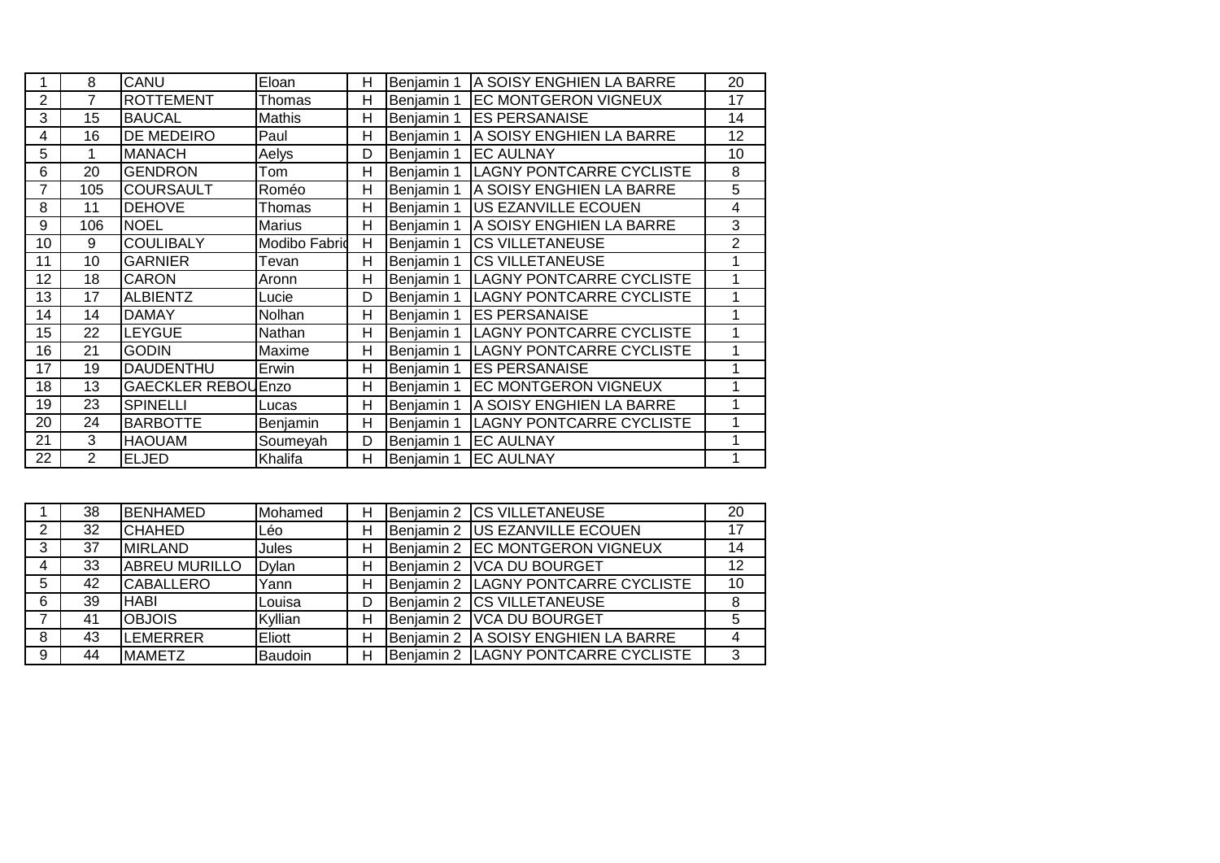| | | | | | | | |
|---|---|---|---|---|---|---|---|
| 1 | 8 | CANU | Eloan | H | Benjamin 1 | A SOISY ENGHIEN LA BARRE | 20 |
| 2 | 7 | ROTTEMENT | Thomas | H | Benjamin 1 | EC MONTGERON VIGNEUX | 17 |
| 3 | 15 | BAUCAL | Mathis | H | Benjamin 1 | ES PERSANAISE | 14 |
| 4 | 16 | DE MEDEIRO | Paul | H | Benjamin 1 | A SOISY ENGHIEN LA BARRE | 12 |
| 5 | 1 | MANACH | Aelys | D | Benjamin 1 | EC AULNAY | 10 |
| 6 | 20 | GENDRON | Tom | H | Benjamin 1 | LAGNY PONTCARRE CYCLISTE | 8 |
| 7 | 105 | COURSAULT | Roméo | H | Benjamin 1 | A SOISY ENGHIEN LA BARRE | 5 |
| 8 | 11 | DEHOVE | Thomas | H | Benjamin 1 | US EZANVILLE ECOUEN | 4 |
| 9 | 106 | NOEL | Marius | H | Benjamin 1 | A SOISY ENGHIEN LA BARRE | 3 |
| 10 | 9 | COULIBALY | Modibo Fabric | H | Benjamin 1 | CS VILLETANEUSE | 2 |
| 11 | 10 | GARNIER | Tevan | H | Benjamin 1 | CS VILLETANEUSE | 1 |
| 12 | 18 | CARON | Aronn | H | Benjamin 1 | LAGNY PONTCARRE CYCLISTE | 1 |
| 13 | 17 | ALBIENTZ | Lucie | D | Benjamin 1 | LAGNY PONTCARRE CYCLISTE | 1 |
| 14 | 14 | DAMAY | Nolhan | H | Benjamin 1 | ES PERSANAISE | 1 |
| 15 | 22 | LEYGUE | Nathan | H | Benjamin 1 | LAGNY PONTCARRE CYCLISTE | 1 |
| 16 | 21 | GODIN | Maxime | H | Benjamin 1 | LAGNY PONTCARRE CYCLISTE | 1 |
| 17 | 19 | DAUDENTHU | Erwin | H | Benjamin 1 | ES PERSANAISE | 1 |
| 18 | 13 | GAECKLER REBOU | Enzo | H | Benjamin 1 | EC MONTGERON VIGNEUX | 1 |
| 19 | 23 | SPINELLI | Lucas | H | Benjamin 1 | A SOISY ENGHIEN LA BARRE | 1 |
| 20 | 24 | BARBOTTE | Benjamin | H | Benjamin 1 | LAGNY PONTCARRE CYCLISTE | 1 |
| 21 | 3 | HAOUAM | Soumeyah | D | Benjamin 1 | EC AULNAY | 1 |
| 22 | 2 | ELJED | Khalifa | H | Benjamin 1 | EC AULNAY | 1 |

| | | | | | | | |
|---|---|---|---|---|---|---|---|
| 1 | 38 | BENHAMED | Mohamed | H | Benjamin 2 | CS VILLETANEUSE | 20 |
| 2 | 32 | CHAHED | Léo | H | Benjamin 2 | US EZANVILLE ECOUEN | 17 |
| 3 | 37 | MIRLAND | Jules | H | Benjamin 2 | EC MONTGERON VIGNEUX | 14 |
| 4 | 33 | ABREU MURILLO | Dylan | H | Benjamin 2 | VCA DU BOURGET | 12 |
| 5 | 42 | CABALLERO | Yann | H | Benjamin 2 | LAGNY PONTCARRE CYCLISTE | 10 |
| 6 | 39 | HABI | Louisa | D | Benjamin 2 | CS VILLETANEUSE | 8 |
| 7 | 41 | OBJOIS | Kyllian | H | Benjamin 2 | VCA DU BOURGET | 5 |
| 8 | 43 | LEMERRER | Eliott | H | Benjamin 2 | A SOISY ENGHIEN LA BARRE | 4 |
| 9 | 44 | MAMETZ | Baudoin | H | Benjamin 2 | LAGNY PONTCARRE CYCLISTE | 3 |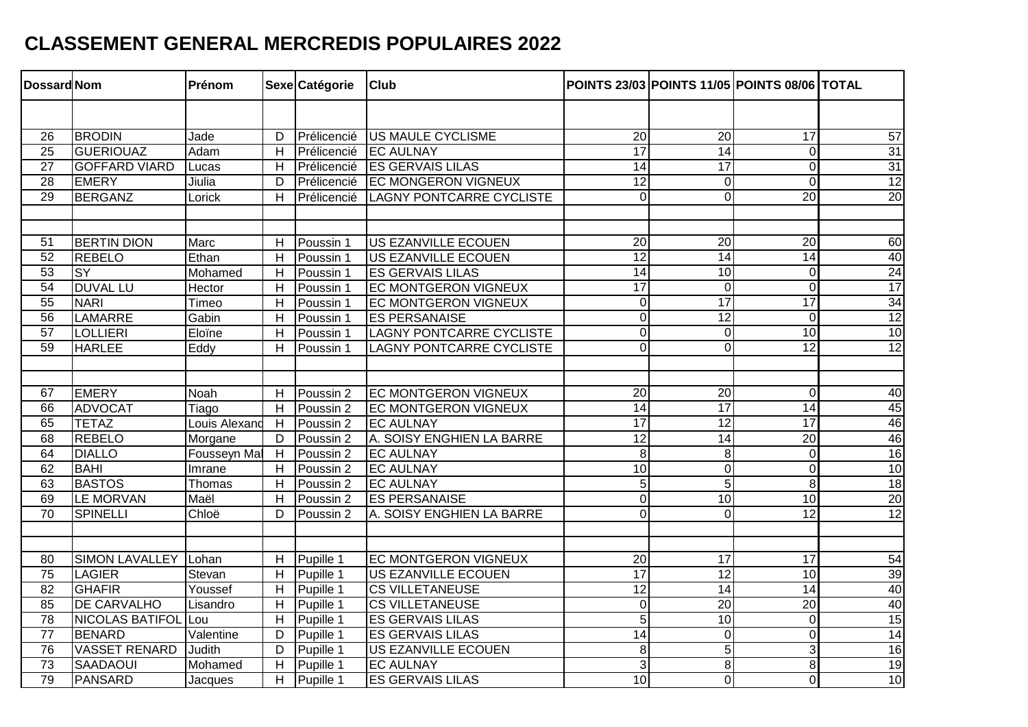# CLASSEMENT GENERAL MERCREDIS POPULAIRES 2022

| Dossard | Nom | Prénom | Sexe | Catégorie | Club | POINTS 23/03 | POINTS 11/05 | POINTS 08/06 | TOTAL |
|---|---|---|---|---|---|---|---|---|---|
| | | | | | | | | | |
| 26 | BRODIN | Jade | D | Prélicencié | US MAULE CYCLISME | 20 | 20 | 17 | 57 |
| 25 | GUERIOUAZ | Adam | H | Prélicencié | EC AULNAY | 17 | 14 | 0 | 31 |
| 27 | GOFFARD VIARD | Lucas | H | Prélicencié | ES GERVAIS LILAS | 14 | 17 | 0 | 31 |
| 28 | EMERY | Jiulia | D | Prélicencié | EC MONGERON VIGNEUX | 12 | 0 | 0 | 12 |
| 29 | BERGANZ | Lorick | H | Prélicencié | LAGNY PONTCARRE CYCLISTE | 0 | 0 | 20 | 20 |
| | | | | | | | | | |
| | | | | | | | | | |
| 51 | BERTIN DION | Marc | H | Poussin 1 | US EZANVILLE ECOUEN | 20 | 20 | 20 | 60 |
| 52 | REBELO | Ethan | H | Poussin 1 | US EZANVILLE ECOUEN | 12 | 14 | 14 | 40 |
| 53 | SY | Mohamed | H | Poussin 1 | ES GERVAIS LILAS | 14 | 10 | 0 | 24 |
| 54 | DUVAL LU | Hector | H | Poussin 1 | EC MONTGERON VIGNEUX | 17 | 0 | 0 | 17 |
| 55 | NARI | Timeo | H | Poussin 1 | EC MONTGERON VIGNEUX | 0 | 17 | 17 | 34 |
| 56 | LAMARRE | Gabin | H | Poussin 1 | ES PERSANAISE | 0 | 12 | 0 | 12 |
| 57 | LOLLIERI | Eloïne | H | Poussin 1 | LAGNY PONTCARRE CYCLISTE | 0 | 0 | 10 | 10 |
| 59 | HARLEE | Eddy | H | Poussin 1 | LAGNY PONTCARRE CYCLISTE | 0 | 0 | 12 | 12 |
| | | | | | | | | | |
| | | | | | | | | | |
| 67 | EMERY | Noah | H | Poussin 2 | EC MONTGERON VIGNEUX | 20 | 20 | 0 | 40 |
| 66 | ADVOCAT | Tiago | H | Poussin 2 | EC MONTGERON VIGNEUX | 14 | 17 | 14 | 45 |
| 65 | TETAZ | Louis Alexand | H | Poussin 2 | EC AULNAY | 17 | 12 | 17 | 46 |
| 68 | REBELO | Morgane | D | Poussin 2 | A. SOISY ENGHIEN LA BARRE | 12 | 14 | 20 | 46 |
| 64 | DIALLO | Fousseyn Mal | H | Poussin 2 | EC AULNAY | 8 | 8 | 0 | 16 |
| 62 | BAHI | Imrane | H | Poussin 2 | EC AULNAY | 10 | 0 | 0 | 10 |
| 63 | BASTOS | Thomas | H | Poussin 2 | EC AULNAY | 5 | 5 | 8 | 18 |
| 69 | LE MORVAN | Maël | H | Poussin 2 | ES PERSANAISE | 0 | 10 | 10 | 20 |
| 70 | SPINELLI | Chloë | D | Poussin 2 | A. SOISY ENGHIEN LA BARRE | 0 | 0 | 12 | 12 |
| | | | | | | | | | |
| | | | | | | | | | |
| 80 | SIMON LAVALLEY | Lohan | H | Pupille 1 | EC MONTGERON VIGNEUX | 20 | 17 | 17 | 54 |
| 75 | LAGIER | Stevan | H | Pupille 1 | US EZANVILLE ECOUEN | 17 | 12 | 10 | 39 |
| 82 | GHAFIR | Youssef | H | Pupille 1 | CS VILLETANEUSE | 12 | 14 | 14 | 40 |
| 85 | DE CARVALHO | Lisandro | H | Pupille 1 | CS VILLETANEUSE | 0 | 20 | 20 | 40 |
| 78 | NICOLAS BATIFOL | Lou | H | Pupille 1 | ES GERVAIS LILAS | 5 | 10 | 0 | 15 |
| 77 | BENARD | Valentine | D | Pupille 1 | ES GERVAIS LILAS | 14 | 0 | 0 | 14 |
| 76 | VASSET RENARD | Judith | D | Pupille 1 | US EZANVILLE ECOUEN | 8 | 5 | 3 | 16 |
| 73 | SAADAOUI | Mohamed | H | Pupille 1 | EC AULNAY | 3 | 8 | 8 | 19 |
| 79 | PANSARD | Jacques | H | Pupille 1 | ES GERVAIS LILAS | 10 | 0 | 0 | 10 |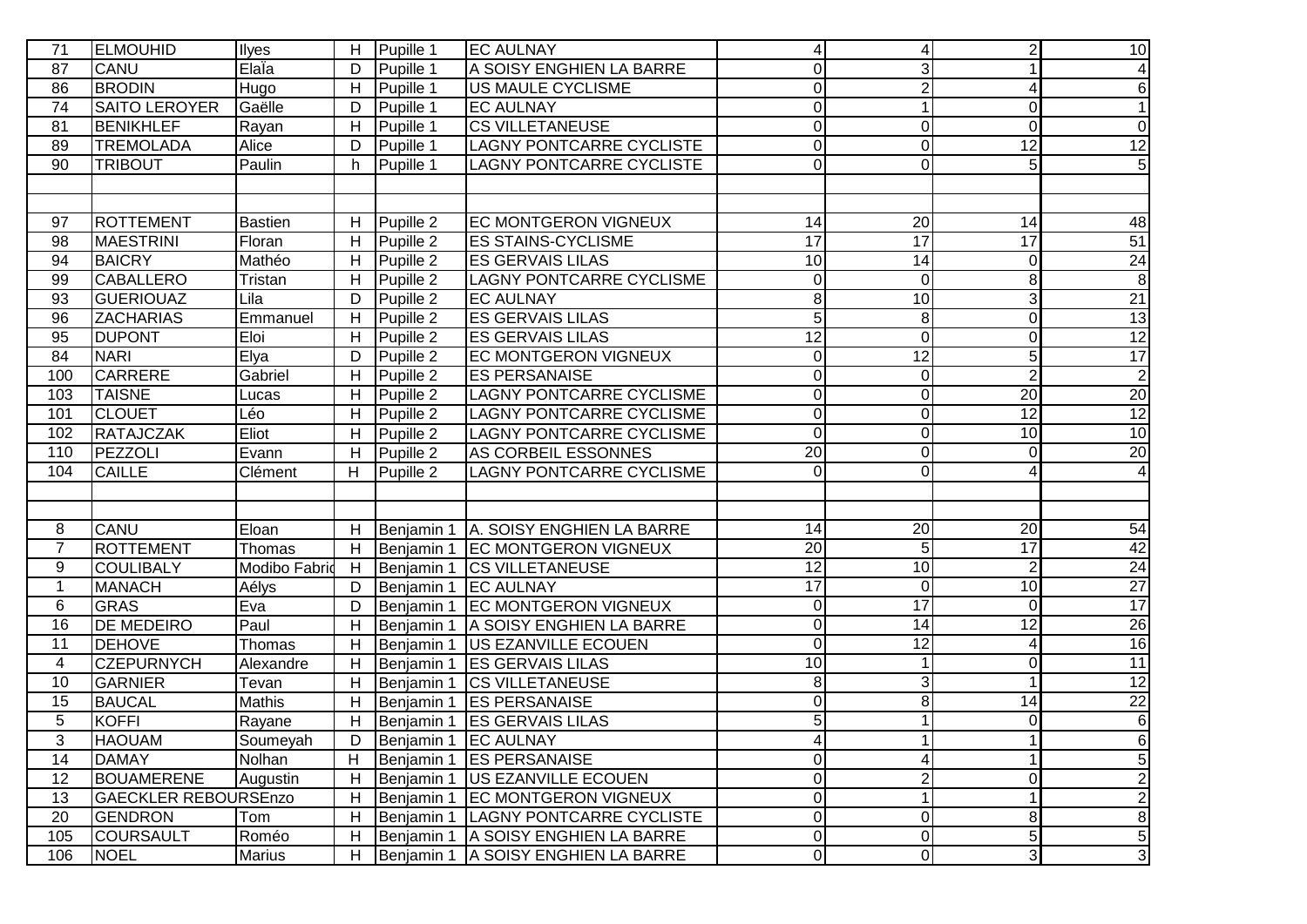| | | | | | | | | | |
|---|---|---|---|---|---|---|---|---|---|
| 71 | ELMOUHID | Ilyes | H | Pupille 1 | EC AULNAY | 4 | 4 | 2 | 10 |
| 87 | CANU | Elaïa | D | Pupille 1 | A SOISY ENGHIEN LA BARRE | 0 | 3 | 1 | 4 |
| 86 | BRODIN | Hugo | H | Pupille 1 | US MAULE CYCLISME | 0 | 2 | 4 | 6 |
| 74 | SAITO LEROYER | Gaëlle | D | Pupille 1 | EC AULNAY | 0 | 1 | 0 | 1 |
| 81 | BENIKHLEF | Rayan | H | Pupille 1 | CS VILLETANEUSE | 0 | 0 | 0 | 0 |
| 89 | TREMOLADA | Alice | D | Pupille 1 | LAGNY PONTCARRE CYCLISTE | 0 | 0 | 12 | 12 |
| 90 | TRIBOUT | Paulin | h | Pupille 1 | LAGNY PONTCARRE CYCLISTE | 0 | 0 | 5 | 5 |
| | | | | | | | | | |
| | | | | | | | | | |
| 97 | ROTTEMENT | Bastien | H | Pupille 2 | EC MONTGERON VIGNEUX | 14 | 20 | 14 | 48 |
| 98 | MAESTRINI | Floran | H | Pupille 2 | ES STAINS-CYCLISME | 17 | 17 | 17 | 51 |
| 94 | BAICRY | Mathéo | H | Pupille 2 | ES GERVAIS LILAS | 10 | 14 | 0 | 24 |
| 99 | CABALLERO | Tristan | H | Pupille 2 | LAGNY PONTCARRE CYCLISME | 0 | 0 | 8 | 8 |
| 93 | GUERIOUAZ | Lila | D | Pupille 2 | EC AULNAY | 8 | 10 | 3 | 21 |
| 96 | ZACHARIAS | Emmanuel | H | Pupille 2 | ES GERVAIS LILAS | 5 | 8 | 0 | 13 |
| 95 | DUPONT | Eloi | H | Pupille 2 | ES GERVAIS LILAS | 12 | 0 | 0 | 12 |
| 84 | NARI | Elya | D | Pupille 2 | EC MONTGERON VIGNEUX | 0 | 12 | 5 | 17 |
| 100 | CARRERE | Gabriel | H | Pupille 2 | ES PERSANAISE | 0 | 0 | 2 | 2 |
| 103 | TAISNE | Lucas | H | Pupille 2 | LAGNY PONTCARRE CYCLISME | 0 | 0 | 20 | 20 |
| 101 | CLOUET | Léo | H | Pupille 2 | LAGNY PONTCARRE CYCLISME | 0 | 0 | 12 | 12 |
| 102 | RATAJCZAK | Eliot | H | Pupille 2 | LAGNY PONTCARRE CYCLISME | 0 | 0 | 10 | 10 |
| 110 | PEZZOLI | Evann | H | Pupille 2 | AS CORBEIL ESSONNES | 20 | 0 | 0 | 20 |
| 104 | CAILLE | Clément | H | Pupille 2 | LAGNY PONTCARRE CYCLISME | 0 | 0 | 4 | 4 |
| | | | | | | | | | |
| | | | | | | | | | |
| 8 | CANU | Eloan | H | Benjamin 1 | A. SOISY ENGHIEN LA BARRE | 14 | 20 | 20 | 54 |
| 7 | ROTTEMENT | Thomas | H | Benjamin 1 | EC MONTGERON VIGNEUX | 20 | 5 | 17 | 42 |
| 9 | COULIBALY | Modibo Fabric | H | Benjamin 1 | CS VILLETANEUSE | 12 | 10 | 2 | 24 |
| 1 | MANACH | Aélys | D | Benjamin 1 | EC AULNAY | 17 | 0 | 10 | 27 |
| 6 | GRAS | Eva | D | Benjamin 1 | EC MONTGERON VIGNEUX | 0 | 17 | 0 | 17 |
| 16 | DE MEDEIRO | Paul | H | Benjamin 1 | A SOISY ENGHIEN LA BARRE | 0 | 14 | 12 | 26 |
| 11 | DEHOVE | Thomas | H | Benjamin 1 | US EZANVILLE ECOUEN | 0 | 12 | 4 | 16 |
| 4 | CZEPURNYCH | Alexandre | H | Benjamin 1 | ES GERVAIS LILAS | 10 | 1 | 0 | 11 |
| 10 | GARNIER | Tevan | H | Benjamin 1 | CS VILLETANEUSE | 8 | 3 | 1 | 12 |
| 15 | BAUCAL | Mathis | H | Benjamin 1 | ES PERSANAISE | 0 | 8 | 14 | 22 |
| 5 | KOFFI | Rayane | H | Benjamin 1 | ES GERVAIS LILAS | 5 | 1 | 0 | 6 |
| 3 | HAOUAM | Soumeyah | D | Benjamin 1 | EC AULNAY | 4 | 1 | 1 | 6 |
| 14 | DAMAY | Nolhan | H | Benjamin 1 | ES PERSANAISE | 0 | 4 | 1 | 5 |
| 12 | BOUAMERENE | Augustin | H | Benjamin 1 | US EZANVILLE ECOUEN | 0 | 2 | 0 | 2 |
| 13 | GAECKLER REBOURSEnzo | | H | Benjamin 1 | EC MONTGERON VIGNEUX | 0 | 1 | 1 | 2 |
| 20 | GENDRON | Tom | H | Benjamin 1 | LAGNY PONTCARRE CYCLISTE | 0 | 0 | 8 | 8 |
| 105 | COURSAULT | Roméo | H | Benjamin 1 | A SOISY ENGHIEN LA BARRE | 0 | 0 | 5 | 5 |
| 106 | NOEL | Marius | H | Benjamin 1 | A SOISY ENGHIEN LA BARRE | 0 | 0 | 3 | 3 |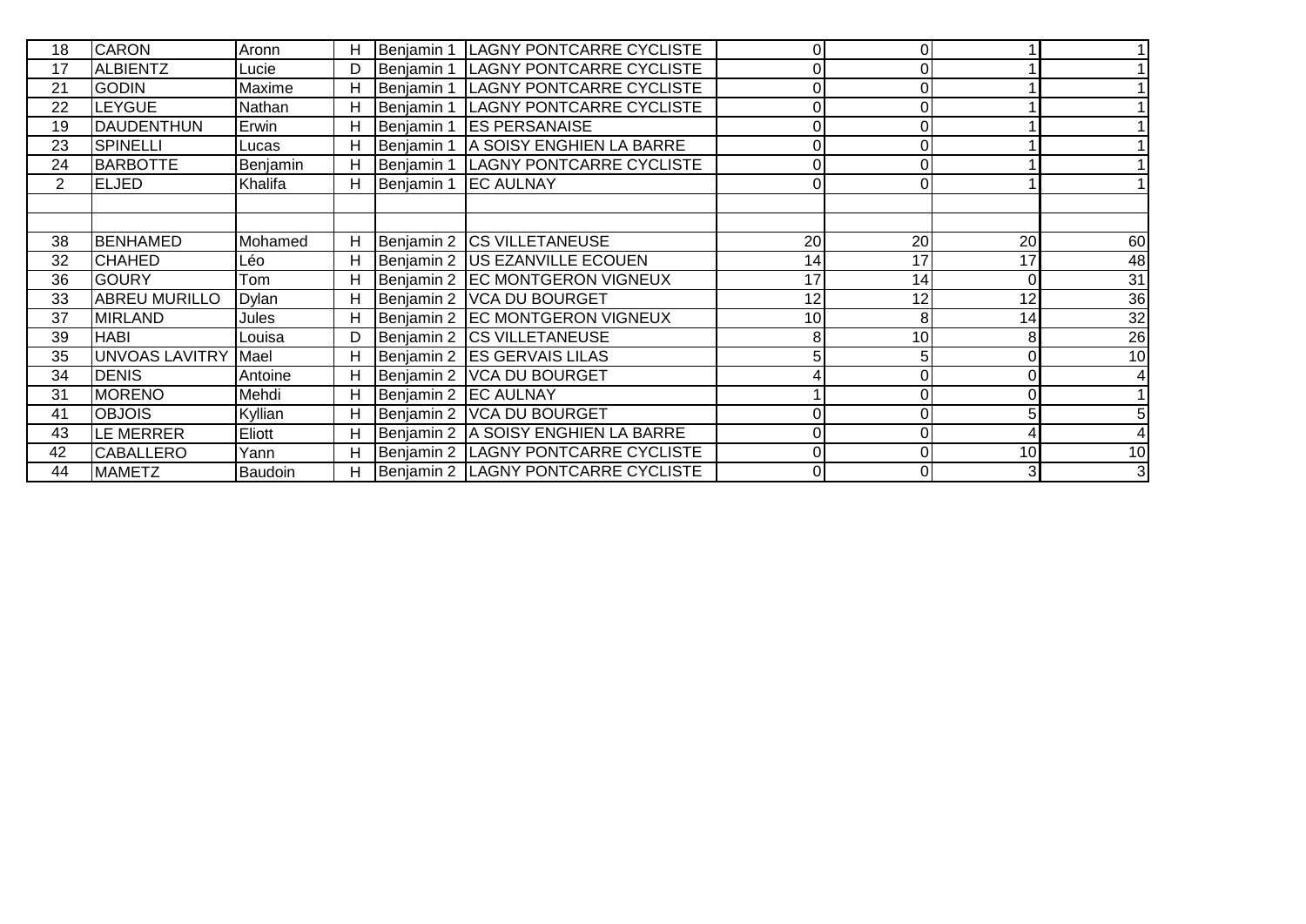| | | | | | | | | | |
|---|---|---|---|---|---|---|---|---|---|
| 18 | CARON | Aronn | H | Benjamin 1 | LAGNY PONTCARRE CYCLISTE | 0 | 0 | 1 | 1 |
| 17 | ALBIENTZ | Lucie | D | Benjamin 1 | LAGNY PONTCARRE CYCLISTE | 0 | 0 | 1 | 1 |
| 21 | GODIN | Maxime | H | Benjamin 1 | LAGNY PONTCARRE CYCLISTE | 0 | 0 | 1 | 1 |
| 22 | LEYGUE | Nathan | H | Benjamin 1 | LAGNY PONTCARRE CYCLISTE | 0 | 0 | 1 | 1 |
| 19 | DAUDENTHUN | Erwin | H | Benjamin 1 | ES PERSANAISE | 0 | 0 | 1 | 1 |
| 23 | SPINELLI | Lucas | H | Benjamin 1 | A SOISY ENGHIEN LA BARRE | 0 | 0 | 1 | 1 |
| 24 | BARBOTTE | Benjamin | H | Benjamin 1 | LAGNY PONTCARRE CYCLISTE | 0 | 0 | 1 | 1 |
| 2 | ELJED | Khalifa | H | Benjamin 1 | EC AULNAY | 0 | 0 | 1 | 1 |
| | | | | | | | | | |
| | | | | | | | | | |
| 38 | BENHAMED | Mohamed | H | Benjamin 2 | CS VILLETANEUSE | 20 | 20 | 20 | 60 |
| 32 | CHAHED | Léo | H | Benjamin 2 | US EZANVILLE ECOUEN | 14 | 17 | 17 | 48 |
| 36 | GOURY | Tom | H | Benjamin 2 | EC MONTGERON VIGNEUX | 17 | 14 | 0 | 31 |
| 33 | ABREU MURILLO | Dylan | H | Benjamin 2 | VCA DU BOURGET | 12 | 12 | 12 | 36 |
| 37 | MIRLAND | Jules | H | Benjamin 2 | EC MONTGERON VIGNEUX | 10 | 8 | 14 | 32 |
| 39 | HABI | Louisa | D | Benjamin 2 | CS VILLETANEUSE | 8 | 10 | 8 | 26 |
| 35 | UNVOAS LAVITRY | Mael | H | Benjamin 2 | ES GERVAIS LILAS | 5 | 5 | 0 | 10 |
| 34 | DENIS | Antoine | H | Benjamin 2 | VCA DU BOURGET | 4 | 0 | 0 | 4 |
| 31 | MORENO | Mehdi | H | Benjamin 2 | EC AULNAY | 1 | 0 | 0 | 1 |
| 41 | OBJOIS | Kyllian | H | Benjamin 2 | VCA DU BOURGET | 0 | 0 | 5 | 5 |
| 43 | LE MERRER | Eliott | H | Benjamin 2 | A SOISY ENGHIEN LA BARRE | 0 | 0 | 4 | 4 |
| 42 | CABALLERO | Yann | H | Benjamin 2 | LAGNY PONTCARRE CYCLISTE | 0 | 0 | 10 | 10 |
| 44 | MAMETZ | Baudoin | H | Benjamin 2 | LAGNY PONTCARRE CYCLISTE | 0 | 0 | 3 | 3 |